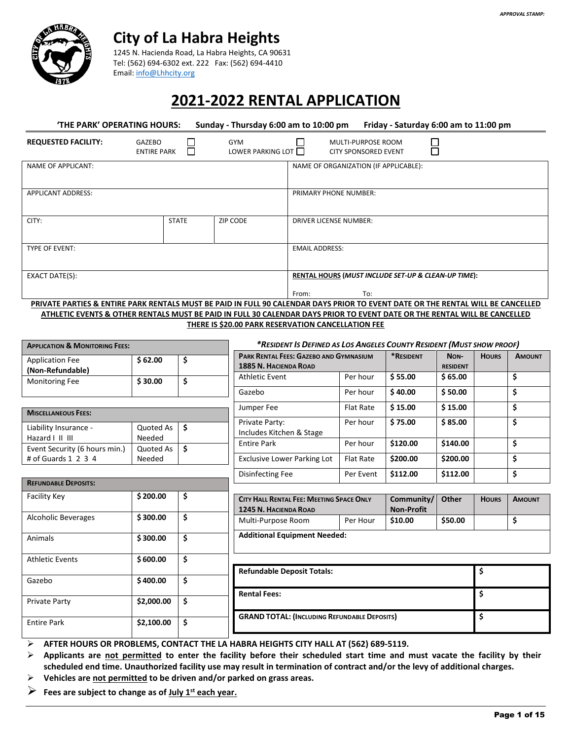APPROVAL STAMP:

# City of La Habra Heights

1245 N. Hacienda Road, La Habra Heights, CA 90631
Tel: (562) 694-6302 ext. 222 Fax: (562) 694-4410
Email: info@Lhhcity.org

# 2021-2022 RENTAL APPLICATION

**'THE PARK' OPERATING HOURS: Sunday - Thursday 6:00 am to 10:00 pm Friday - Saturday 6:00 am to 11:00 pm**

**REQUESTED FACILITY:** GAZEBO ☐ GYM ☐ MULTI-PURPOSE ROOM ☐ ENTIRE PARK ☐ LOWER PARKING LOT ☐ CITY SPONSORED EVENT ☐

| NAME OF APPLICANT: | | | NAME OF ORGANIZATION (IF APPLICABLE): |
|---|---|---|---|
| APPLICANT ADDRESS: | | | PRIMARY PHONE NUMBER: |
| CITY: | STATE | ZIP CODE | DRIVER LICENSE NUMBER: |
| TYPE OF EVENT: | | | EMAIL ADDRESS: |
| EXACT DATE(S): | | | **RENTAL HOURS** (*MUST INCLUDE SET-UP & CLEAN-UP TIME*): From: To: |

**PRIVATE PARTIES & ENTIRE PARK RENTALS MUST BE PAID IN FULL 90 CALENDAR DAYS PRIOR TO EVENT DATE OR THE RENTAL WILL BE CANCELLED**
**ATHLETIC EVENTS & OTHER RENTALS MUST BE PAID IN FULL 30 CALENDAR DAYS PRIOR TO EVENT DATE OR THE RENTAL WILL BE CANCELLED**
**THERE IS $20.00 PARK RESERVATION CANCELLATION FEE**

| APPLICATION & MONITORING FEES: | | |
|---|---|---|
| Application Fee **(Non-Refundable)** | $ 62.00 | $ |
| Monitoring Fee | $ 30.00 | $ |

| MISCELLANEOUS FEES: | | |
|---|---|---|
| Liability Insurance - Hazard I II III | Quoted As Needed | $ |
| Event Security (6 hours min.) # of Guards 1 2 3 4 | Quoted As Needed | $ |

| REFUNDABLE DEPOSITS: | | |
|---|---|---|
| Facility Key | $ 200.00 | $ |
| Alcoholic Beverages | $ 300.00 | $ |
| Animals | $ 300.00 | $ |
| Athletic Events | $ 600.00 | $ |
| Gazebo | $ 400.00 | $ |
| Private Party | $2,000.00 | $ |
| Entire Park | $2,100.00 | $ |

***RESIDENT IS DEFINED AS LOS ANGELES COUNTY RESIDENT (MUST SHOW PROOF)***

| PARK RENTAL FEES: GAZEBO AND GYMNASIUM 1885 N. HACIENDA ROAD | | *RESIDENT | NON-RESIDENT | HOURS | AMOUNT |
|---|---|---|---|---|---|
| Athletic Event | Per hour | $ 55.00 | $ 65.00 | | $ |
| Gazebo | Per hour | $ 40.00 | $ 50.00 | | $ |
| Jumper Fee | Flat Rate | $ 15.00 | $ 15.00 | | $ |
| Private Party: Includes Kitchen & Stage | Per hour | $ 75.00 | $ 85.00 | | $ |
| Entire Park | Per hour | $120.00 | $140.00 | | $ |
| Exclusive Lower Parking Lot | Flat Rate | $200.00 | $200.00 | | $ |
| Disinfecting Fee | Per Event | $112.00 | $112.00 | | $ |

| CITY HALL RENTAL FEE: MEETING SPACE ONLY 1245 N. HACIENDA ROAD | | Community/ Non-Profit | Other | HOURS | AMOUNT |
|---|---|---|---|---|---|
| Multi-Purpose Room | Per Hour | $10.00 | $50.00 | | $ |
| **Additional Equipment Needed:** | | | | | |

| | |
|---|---|
| **Refundable Deposit Totals:** | $ |
| **Rental Fees:** | $ |
| **GRAND TOTAL: (INCLUDING REFUNDABLE DEPOSITS)** | $ |

- **AFTER HOURS OR PROBLEMS, CONTACT THE LA HABRA HEIGHTS CITY HALL AT (562) 689-5119.**
- **Applicants are not permitted to enter the facility before their scheduled start time and must vacate the facility by their scheduled end time. Unauthorized facility use may result in termination of contract and/or the levy of additional charges.**
- **Vehicles are not permitted to be driven and/or parked on grass areas.**
- **Fees are subject to change as of July 1st each year.**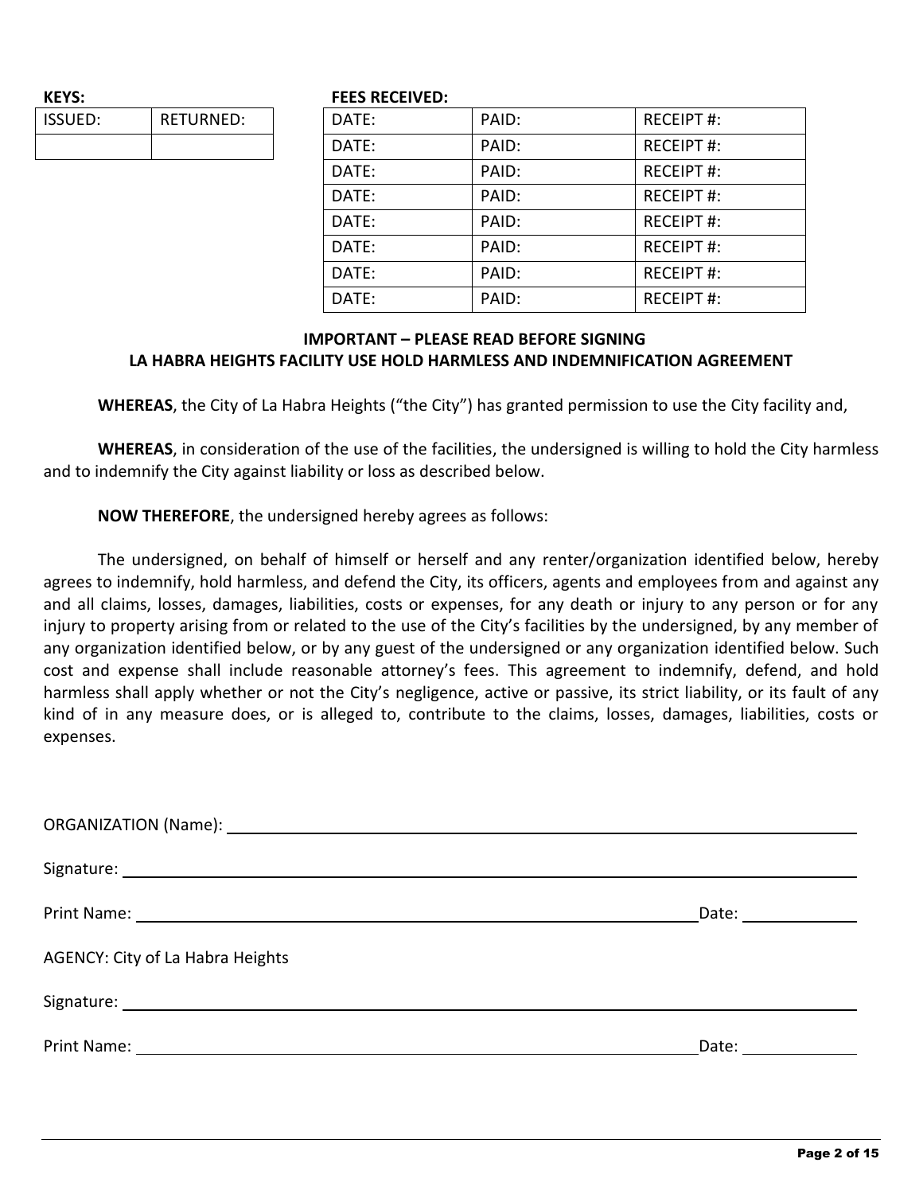**KEYS:**

| ISSUED: | RETURNED: |
| --- | --- |
| | |

**FEES RECEIVED:**

| DATE: | PAID: | RECEIPT #: |
| --- | --- | --- |
| DATE: | PAID: | RECEIPT #: |
| DATE: | PAID: | RECEIPT #: |
| DATE: | PAID: | RECEIPT #: |
| DATE: | PAID: | RECEIPT #: |
| DATE: | PAID: | RECEIPT #: |
| DATE: | PAID: | RECEIPT #: |
| DATE: | PAID: | RECEIPT #: |

**IMPORTANT – PLEASE READ BEFORE SIGNING**
**LA HABRA HEIGHTS FACILITY USE HOLD HARMLESS AND INDEMNIFICATION AGREEMENT**

**WHEREAS**, the City of La Habra Heights ("the City") has granted permission to use the City facility and,

**WHEREAS**, in consideration of the use of the facilities, the undersigned is willing to hold the City harmless and to indemnify the City against liability or loss as described below.

**NOW THEREFORE**, the undersigned hereby agrees as follows:

The undersigned, on behalf of himself or herself and any renter/organization identified below, hereby agrees to indemnify, hold harmless, and defend the City, its officers, agents and employees from and against any and all claims, losses, damages, liabilities, costs or expenses, for any death or injury to any person or for any injury to property arising from or related to the use of the City's facilities by the undersigned, by any member of any organization identified below, or by any guest of the undersigned or any organization identified below. Such cost and expense shall include reasonable attorney's fees. This agreement to indemnify, defend, and hold harmless shall apply whether or not the City's negligence, active or passive, its strict liability, or its fault of any kind of in any measure does, or is alleged to, contribute to the claims, losses, damages, liabilities, costs or expenses.

ORGANIZATION (Name): ______________________________

Signature: ______________________________

Print Name: ______________________________ Date: ____________

AGENCY: City of La Habra Heights

Signature: ______________________________

Print Name: ______________________________ Date: ____________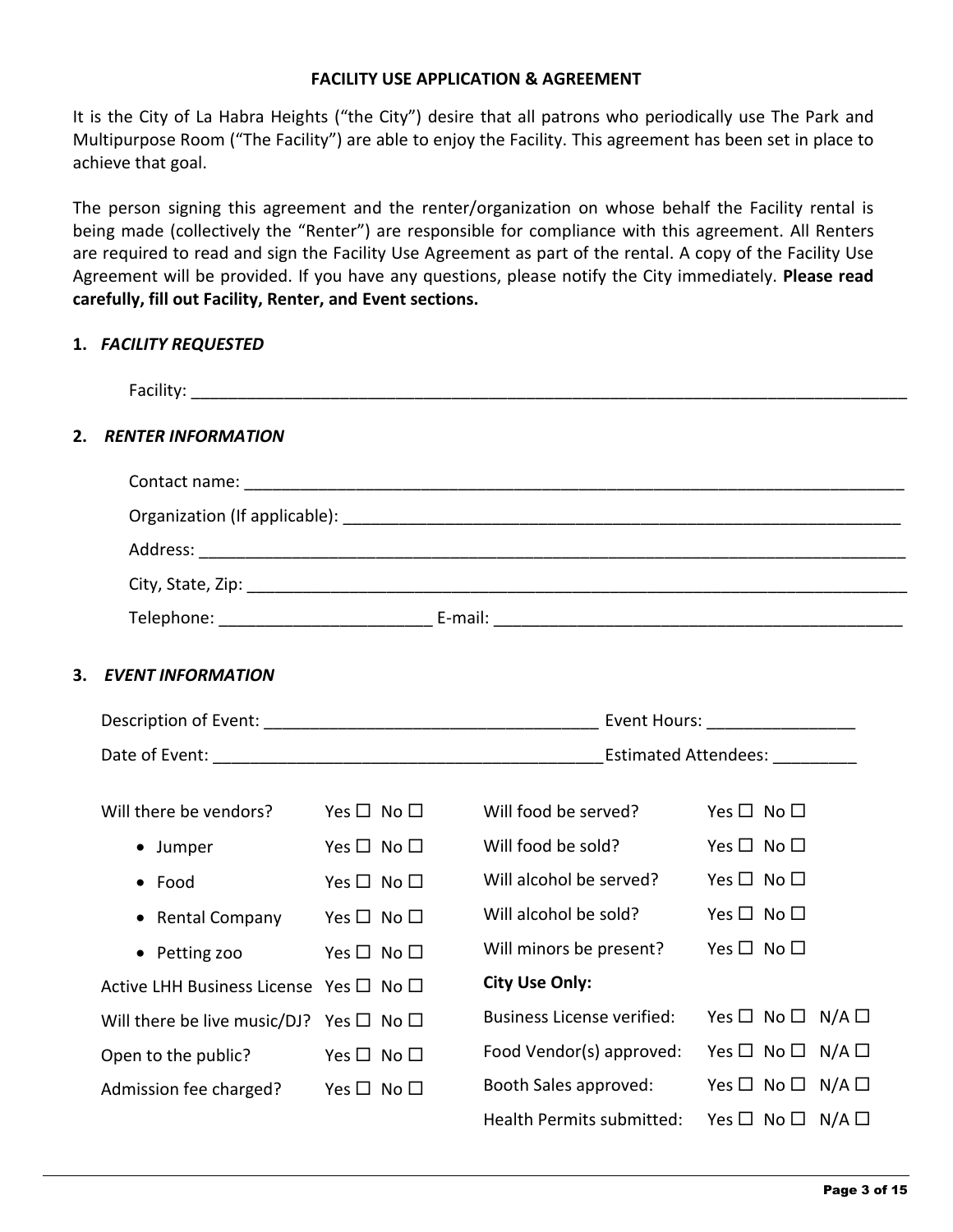**FACILITY USE APPLICATION & AGREEMENT**

It is the City of La Habra Heights ("the City") desire that all patrons who periodically use The Park and Multipurpose Room ("The Facility") are able to enjoy the Facility. This agreement has been set in place to achieve that goal.

The person signing this agreement and the renter/organization on whose behalf the Facility rental is being made (collectively the "Renter") are responsible for compliance with this agreement. All Renters are required to read and sign the Facility Use Agreement as part of the rental. A copy of the Facility Use Agreement will be provided. If you have any questions, please notify the City immediately. **Please read carefully, fill out Facility, Renter, and Event sections.**

**1. *FACILITY REQUESTED***

Facility: ______________________________________________________________________________

**2. *RENTER INFORMATION***

Contact name: __________________________________________________________________________

Organization (If applicable): _____________________________________________________________

Address: _______________________________________________________________________________

City, State, Zip: ________________________________________________________________________

Telephone: _______________________ E-mail: ______________________________________________

**3. *EVENT INFORMATION***

Description of Event: ____________________________________ Event Hours: ________________

Date of Event: ___________________________________________ Estimated Attendees: _________

| | | | |
|---|---|---|---|
| Will there be vendors? | Yes ☐ No ☐ | Will food be served? | Yes ☐ No ☐ |
| • Jumper | Yes ☐ No ☐ | Will food be sold? | Yes ☐ No ☐ |
| • Food | Yes ☐ No ☐ | Will alcohol be served? | Yes ☐ No ☐ |
| • Rental Company | Yes ☐ No ☐ | Will alcohol be sold? | Yes ☐ No ☐ |
| • Petting zoo | Yes ☐ No ☐ | Will minors be present? | Yes ☐ No ☐ |
| Active LHH Business License | Yes ☐ No ☐ | **City Use Only:** | |
| Will there be live music/DJ? | Yes ☐ No ☐ | Business License verified: | Yes ☐ No ☐ N/A ☐ |
| Open to the public? | Yes ☐ No ☐ | Food Vendor(s) approved: | Yes ☐ No ☐ N/A ☐ |
| Admission fee charged? | Yes ☐ No ☐ | Booth Sales approved: | Yes ☐ No ☐ N/A ☐ |
| | | Health Permits submitted: | Yes ☐ No ☐ N/A ☐ |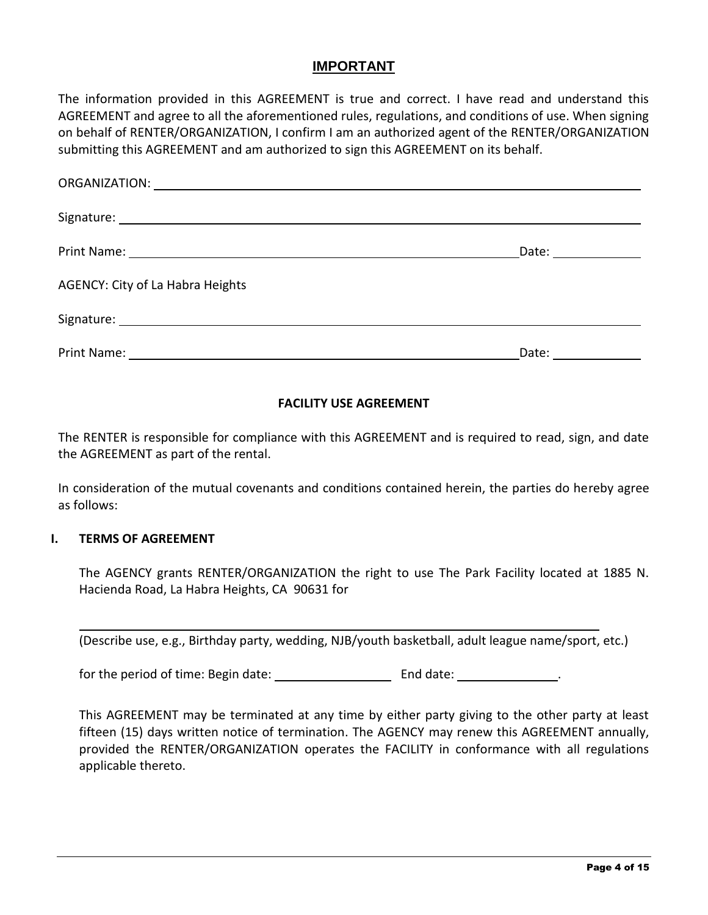## IMPORTANT

The information provided in this AGREEMENT is true and correct. I have read and understand this AGREEMENT and agree to all the aforementioned rules, regulations, and conditions of use. When signing on behalf of RENTER/ORGANIZATION, I confirm I am an authorized agent of the RENTER/ORGANIZATION submitting this AGREEMENT and am authorized to sign this AGREEMENT on its behalf.

ORGANIZATION: ______________________________________________

Signature: ______________________________________________

Print Name: ______________________________________ Date: __________

AGENCY: City of La Habra Heights

Signature: ______________________________________________

Print Name: ______________________________________ Date: __________

### FACILITY USE AGREEMENT

The RENTER is responsible for compliance with this AGREEMENT and is required to read, sign, and date the AGREEMENT as part of the rental.

In consideration of the mutual covenants and conditions contained herein, the parties do hereby agree as follows:

### I. TERMS OF AGREEMENT

The AGENCY grants RENTER/ORGANIZATION the right to use The Park Facility located at 1885 N. Hacienda Road, La Habra Heights, CA 90631 for

______________________________________________

(Describe use, e.g., Birthday party, wedding, NJB/youth basketball, adult league name/sport, etc.)

for the period of time: Begin date: ______________ End date: ______________.

This AGREEMENT may be terminated at any time by either party giving to the other party at least fifteen (15) days written notice of termination. The AGENCY may renew this AGREEMENT annually, provided the RENTER/ORGANIZATION operates the FACILITY in conformance with all regulations applicable thereto.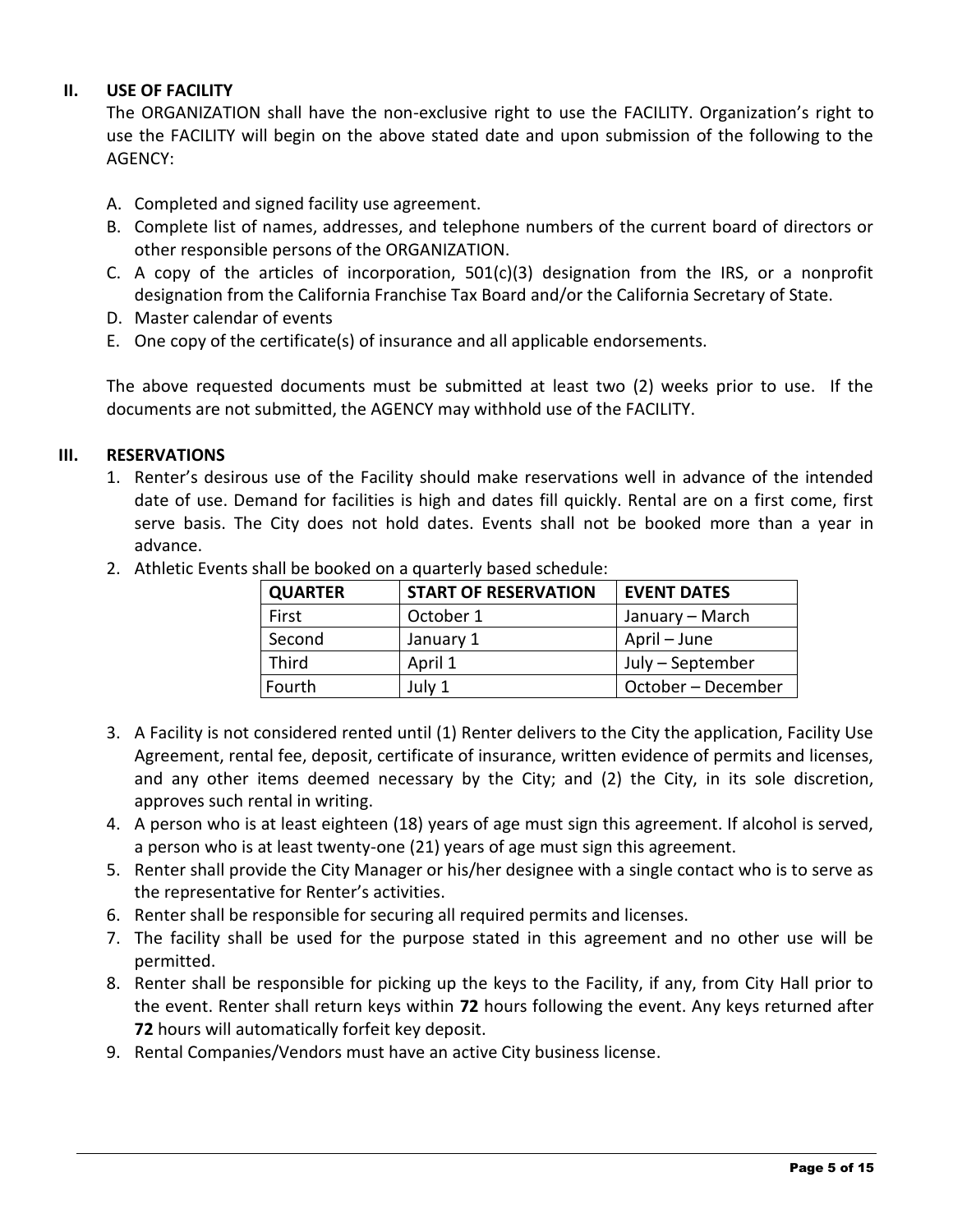## II. USE OF FACILITY

The ORGANIZATION shall have the non-exclusive right to use the FACILITY. Organization's right to use the FACILITY will begin on the above stated date and upon submission of the following to the AGENCY:

A. Completed and signed facility use agreement.
B. Complete list of names, addresses, and telephone numbers of the current board of directors or other responsible persons of the ORGANIZATION.
C. A copy of the articles of incorporation, 501(c)(3) designation from the IRS, or a nonprofit designation from the California Franchise Tax Board and/or the California Secretary of State.
D. Master calendar of events
E. One copy of the certificate(s) of insurance and all applicable endorsements.

The above requested documents must be submitted at least two (2) weeks prior to use. If the documents are not submitted, the AGENCY may withhold use of the FACILITY.

## III. RESERVATIONS

1. Renter's desirous use of the Facility should make reservations well in advance of the intended date of use. Demand for facilities is high and dates fill quickly. Rental are on a first come, first serve basis. The City does not hold dates. Events shall not be booked more than a year in advance.
2. Athletic Events shall be booked on a quarterly based schedule:

| QUARTER | START OF RESERVATION | EVENT DATES |
|---|---|---|
| First | October 1 | January – March |
| Second | January 1 | April – June |
| Third | April 1 | July – September |
| Fourth | July 1 | October – December |

3. A Facility is not considered rented until (1) Renter delivers to the City the application, Facility Use Agreement, rental fee, deposit, certificate of insurance, written evidence of permits and licenses, and any other items deemed necessary by the City; and (2) the City, in its sole discretion, approves such rental in writing.
4. A person who is at least eighteen (18) years of age must sign this agreement. If alcohol is served, a person who is at least twenty-one (21) years of age must sign this agreement.
5. Renter shall provide the City Manager or his/her designee with a single contact who is to serve as the representative for Renter's activities.
6. Renter shall be responsible for securing all required permits and licenses.
7. The facility shall be used for the purpose stated in this agreement and no other use will be permitted.
8. Renter shall be responsible for picking up the keys to the Facility, if any, from City Hall prior to the event. Renter shall return keys within **72** hours following the event. Any keys returned after **72** hours will automatically forfeit key deposit.
9. Rental Companies/Vendors must have an active City business license.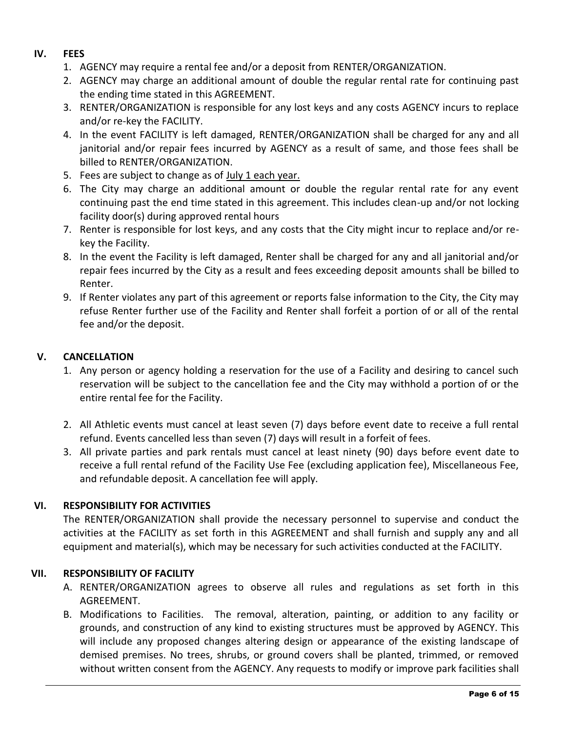## IV. FEES

1. AGENCY may require a rental fee and/or a deposit from RENTER/ORGANIZATION.
2. AGENCY may charge an additional amount of double the regular rental rate for continuing past the ending time stated in this AGREEMENT.
3. RENTER/ORGANIZATION is responsible for any lost keys and any costs AGENCY incurs to replace and/or re-key the FACILITY.
4. In the event FACILITY is left damaged, RENTER/ORGANIZATION shall be charged for any and all janitorial and/or repair fees incurred by AGENCY as a result of same, and those fees shall be billed to RENTER/ORGANIZATION.
5. Fees are subject to change as of <u>July 1 each year.</u>
6. The City may charge an additional amount or double the regular rental rate for any event continuing past the end time stated in this agreement. This includes clean-up and/or not locking facility door(s) during approved rental hours
7. Renter is responsible for lost keys, and any costs that the City might incur to replace and/or re-key the Facility.
8. In the event the Facility is left damaged, Renter shall be charged for any and all janitorial and/or repair fees incurred by the City as a result and fees exceeding deposit amounts shall be billed to Renter.
9. If Renter violates any part of this agreement or reports false information to the City, the City may refuse Renter further use of the Facility and Renter shall forfeit a portion of or all of the rental fee and/or the deposit.

## V. CANCELLATION

1. Any person or agency holding a reservation for the use of a Facility and desiring to cancel such reservation will be subject to the cancellation fee and the City may withhold a portion of or the entire rental fee for the Facility.

2. All Athletic events must cancel at least seven (7) days before event date to receive a full rental refund. Events cancelled less than seven (7) days will result in a forfeit of fees.
3. All private parties and park rentals must cancel at least ninety (90) days before event date to receive a full rental refund of the Facility Use Fee (excluding application fee), Miscellaneous Fee, and refundable deposit. A cancellation fee will apply.

## VI. RESPONSIBILITY FOR ACTIVITIES

The RENTER/ORGANIZATION shall provide the necessary personnel to supervise and conduct the activities at the FACILITY as set forth in this AGREEMENT and shall furnish and supply any and all equipment and material(s), which may be necessary for such activities conducted at the FACILITY.

## VII. RESPONSIBILITY OF FACILITY

A. RENTER/ORGANIZATION agrees to observe all rules and regulations as set forth in this AGREEMENT.

B. Modifications to Facilities. The removal, alteration, painting, or addition to any facility or grounds, and construction of any kind to existing structures must be approved by AGENCY. This will include any proposed changes altering design or appearance of the existing landscape of demised premises. No trees, shrubs, or ground covers shall be planted, trimmed, or removed without written consent from the AGENCY. Any requests to modify or improve park facilities shall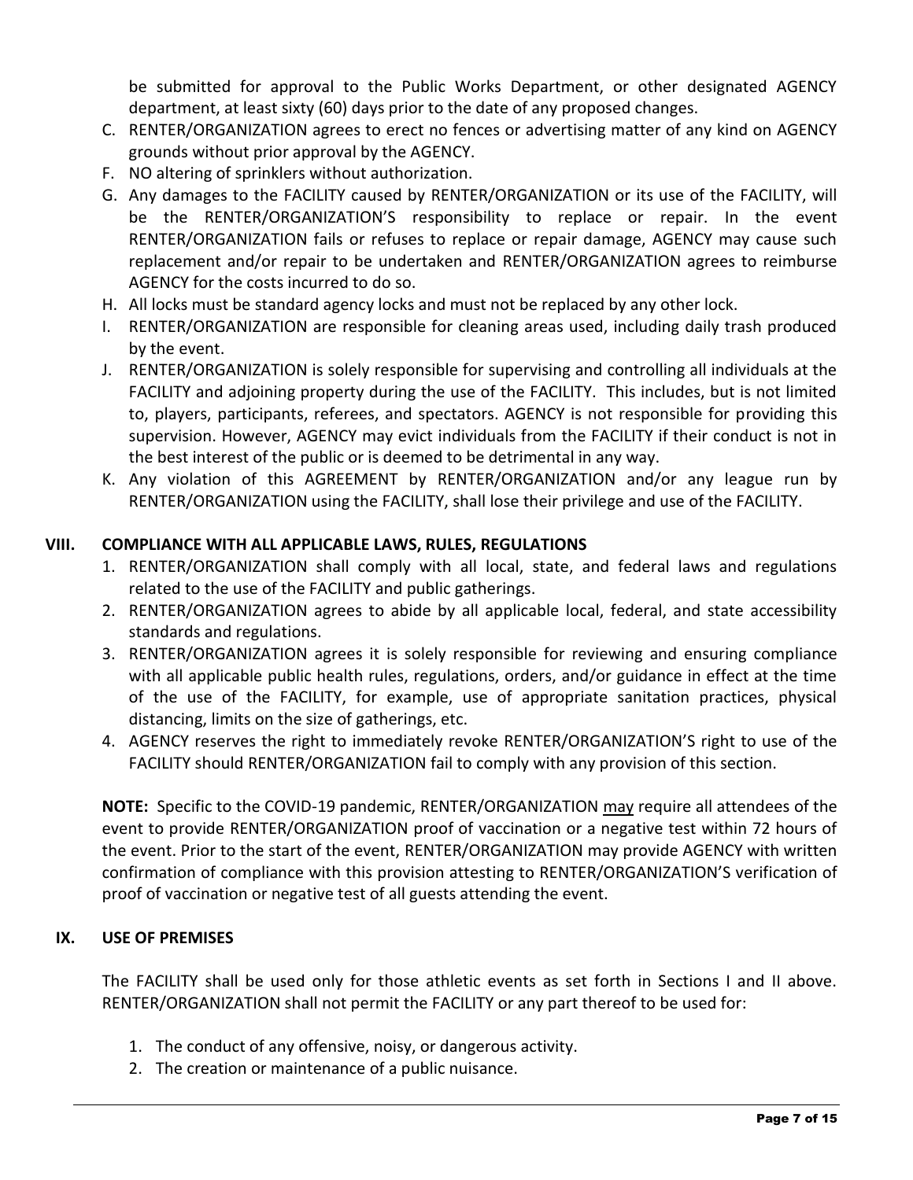be submitted for approval to the Public Works Department, or other designated AGENCY department, at least sixty (60) days prior to the date of any proposed changes.

C. RENTER/ORGANIZATION agrees to erect no fences or advertising matter of any kind on AGENCY grounds without prior approval by the AGENCY.
F. NO altering of sprinklers without authorization.
G. Any damages to the FACILITY caused by RENTER/ORGANIZATION or its use of the FACILITY, will be the RENTER/ORGANIZATION'S responsibility to replace or repair. In the event RENTER/ORGANIZATION fails or refuses to replace or repair damage, AGENCY may cause such replacement and/or repair to be undertaken and RENTER/ORGANIZATION agrees to reimburse AGENCY for the costs incurred to do so.
H. All locks must be standard agency locks and must not be replaced by any other lock.
I. RENTER/ORGANIZATION are responsible for cleaning areas used, including daily trash produced by the event.
J. RENTER/ORGANIZATION is solely responsible for supervising and controlling all individuals at the FACILITY and adjoining property during the use of the FACILITY. This includes, but is not limited to, players, participants, referees, and spectators. AGENCY is not responsible for providing this supervision. However, AGENCY may evict individuals from the FACILITY if their conduct is not in the best interest of the public or is deemed to be detrimental in any way.
K. Any violation of this AGREEMENT by RENTER/ORGANIZATION and/or any league run by RENTER/ORGANIZATION using the FACILITY, shall lose their privilege and use of the FACILITY.

## VIII. COMPLIANCE WITH ALL APPLICABLE LAWS, RULES, REGULATIONS

1. RENTER/ORGANIZATION shall comply with all local, state, and federal laws and regulations related to the use of the FACILITY and public gatherings.
2. RENTER/ORGANIZATION agrees to abide by all applicable local, federal, and state accessibility standards and regulations.
3. RENTER/ORGANIZATION agrees it is solely responsible for reviewing and ensuring compliance with all applicable public health rules, regulations, orders, and/or guidance in effect at the time of the use of the FACILITY, for example, use of appropriate sanitation practices, physical distancing, limits on the size of gatherings, etc.
4. AGENCY reserves the right to immediately revoke RENTER/ORGANIZATION'S right to use of the FACILITY should RENTER/ORGANIZATION fail to comply with any provision of this section.

**NOTE:** Specific to the COVID-19 pandemic, RENTER/ORGANIZATION may require all attendees of the event to provide RENTER/ORGANIZATION proof of vaccination or a negative test within 72 hours of the event. Prior to the start of the event, RENTER/ORGANIZATION may provide AGENCY with written confirmation of compliance with this provision attesting to RENTER/ORGANIZATION'S verification of proof of vaccination or negative test of all guests attending the event.

## IX. USE OF PREMISES

The FACILITY shall be used only for those athletic events as set forth in Sections I and II above. RENTER/ORGANIZATION shall not permit the FACILITY or any part thereof to be used for:

1. The conduct of any offensive, noisy, or dangerous activity.
2. The creation or maintenance of a public nuisance.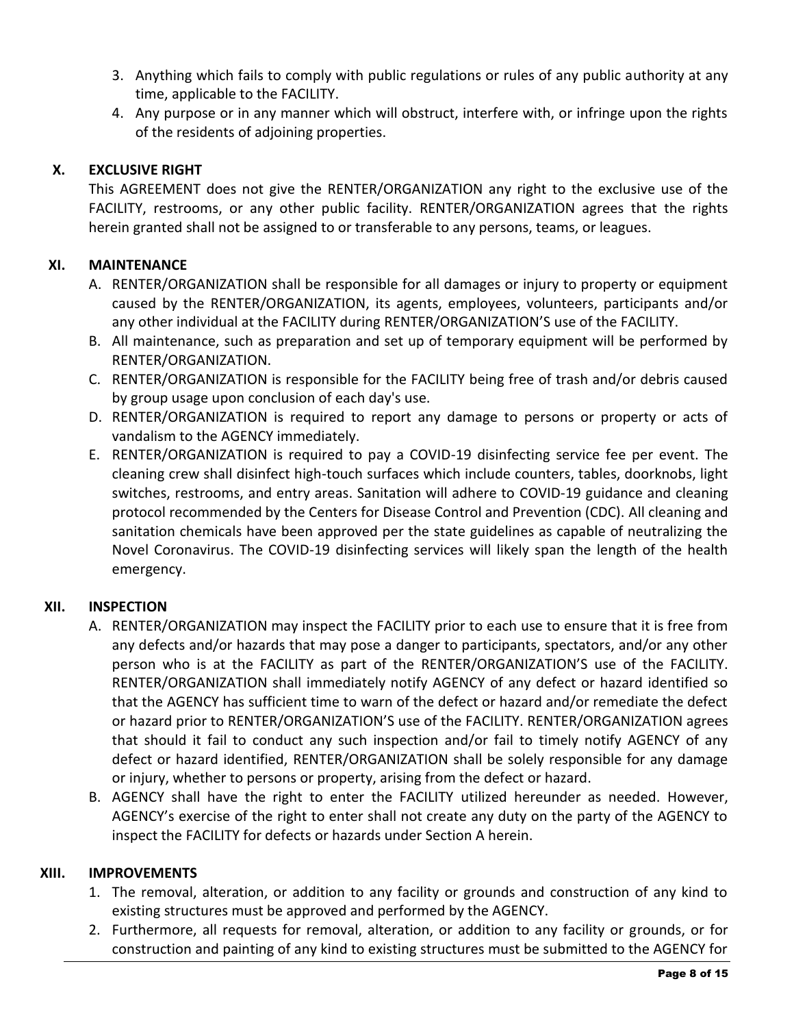3. Anything which fails to comply with public regulations or rules of any public authority at any time, applicable to the FACILITY.
4. Any purpose or in any manner which will obstruct, interfere with, or infringe upon the rights of the residents of adjoining properties.

## X. EXCLUSIVE RIGHT

This AGREEMENT does not give the RENTER/ORGANIZATION any right to the exclusive use of the FACILITY, restrooms, or any other public facility. RENTER/ORGANIZATION agrees that the rights herein granted shall not be assigned to or transferable to any persons, teams, or leagues.

## XI. MAINTENANCE

A. RENTER/ORGANIZATION shall be responsible for all damages or injury to property or equipment caused by the RENTER/ORGANIZATION, its agents, employees, volunteers, participants and/or any other individual at the FACILITY during RENTER/ORGANIZATION'S use of the FACILITY.

B. All maintenance, such as preparation and set up of temporary equipment will be performed by RENTER/ORGANIZATION.

C. RENTER/ORGANIZATION is responsible for the FACILITY being free of trash and/or debris caused by group usage upon conclusion of each day's use.

D. RENTER/ORGANIZATION is required to report any damage to persons or property or acts of vandalism to the AGENCY immediately.

E. RENTER/ORGANIZATION is required to pay a COVID-19 disinfecting service fee per event. The cleaning crew shall disinfect high-touch surfaces which include counters, tables, doorknobs, light switches, restrooms, and entry areas. Sanitation will adhere to COVID-19 guidance and cleaning protocol recommended by the Centers for Disease Control and Prevention (CDC). All cleaning and sanitation chemicals have been approved per the state guidelines as capable of neutralizing the Novel Coronavirus. The COVID-19 disinfecting services will likely span the length of the health emergency.

## XII. INSPECTION

A. RENTER/ORGANIZATION may inspect the FACILITY prior to each use to ensure that it is free from any defects and/or hazards that may pose a danger to participants, spectators, and/or any other person who is at the FACILITY as part of the RENTER/ORGANIZATION'S use of the FACILITY. RENTER/ORGANIZATION shall immediately notify AGENCY of any defect or hazard identified so that the AGENCY has sufficient time to warn of the defect or hazard and/or remediate the defect or hazard prior to RENTER/ORGANIZATION'S use of the FACILITY. RENTER/ORGANIZATION agrees that should it fail to conduct any such inspection and/or fail to timely notify AGENCY of any defect or hazard identified, RENTER/ORGANIZATION shall be solely responsible for any damage or injury, whether to persons or property, arising from the defect or hazard.

B. AGENCY shall have the right to enter the FACILITY utilized hereunder as needed. However, AGENCY's exercise of the right to enter shall not create any duty on the party of the AGENCY to inspect the FACILITY for defects or hazards under Section A herein.

## XIII. IMPROVEMENTS

1. The removal, alteration, or addition to any facility or grounds and construction of any kind to existing structures must be approved and performed by the AGENCY.
2. Furthermore, all requests for removal, alteration, or addition to any facility or grounds, or for construction and painting of any kind to existing structures must be submitted to the AGENCY for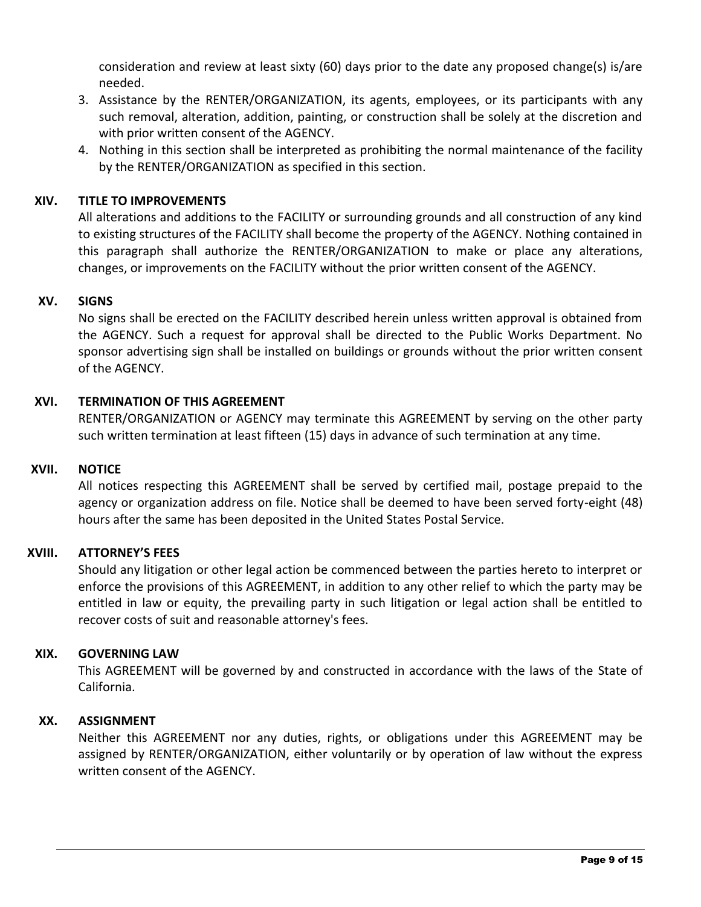consideration and review at least sixty (60) days prior to the date any proposed change(s) is/are needed.

3. Assistance by the RENTER/ORGANIZATION, its agents, employees, or its participants with any such removal, alteration, addition, painting, or construction shall be solely at the discretion and with prior written consent of the AGENCY.
4. Nothing in this section shall be interpreted as prohibiting the normal maintenance of the facility by the RENTER/ORGANIZATION as specified in this section.

## XIV. TITLE TO IMPROVEMENTS

All alterations and additions to the FACILITY or surrounding grounds and all construction of any kind to existing structures of the FACILITY shall become the property of the AGENCY. Nothing contained in this paragraph shall authorize the RENTER/ORGANIZATION to make or place any alterations, changes, or improvements on the FACILITY without the prior written consent of the AGENCY.

## XV. SIGNS

No signs shall be erected on the FACILITY described herein unless written approval is obtained from the AGENCY. Such a request for approval shall be directed to the Public Works Department. No sponsor advertising sign shall be installed on buildings or grounds without the prior written consent of the AGENCY.

## XVI. TERMINATION OF THIS AGREEMENT

RENTER/ORGANIZATION or AGENCY may terminate this AGREEMENT by serving on the other party such written termination at least fifteen (15) days in advance of such termination at any time.

## XVII. NOTICE

All notices respecting this AGREEMENT shall be served by certified mail, postage prepaid to the agency or organization address on file. Notice shall be deemed to have been served forty-eight (48) hours after the same has been deposited in the United States Postal Service.

## XVIII. ATTORNEY'S FEES

Should any litigation or other legal action be commenced between the parties hereto to interpret or enforce the provisions of this AGREEMENT, in addition to any other relief to which the party may be entitled in law or equity, the prevailing party in such litigation or legal action shall be entitled to recover costs of suit and reasonable attorney's fees.

## XIX. GOVERNING LAW

This AGREEMENT will be governed by and constructed in accordance with the laws of the State of California.

## XX. ASSIGNMENT

Neither this AGREEMENT nor any duties, rights, or obligations under this AGREEMENT may be assigned by RENTER/ORGANIZATION, either voluntarily or by operation of law without the express written consent of the AGENCY.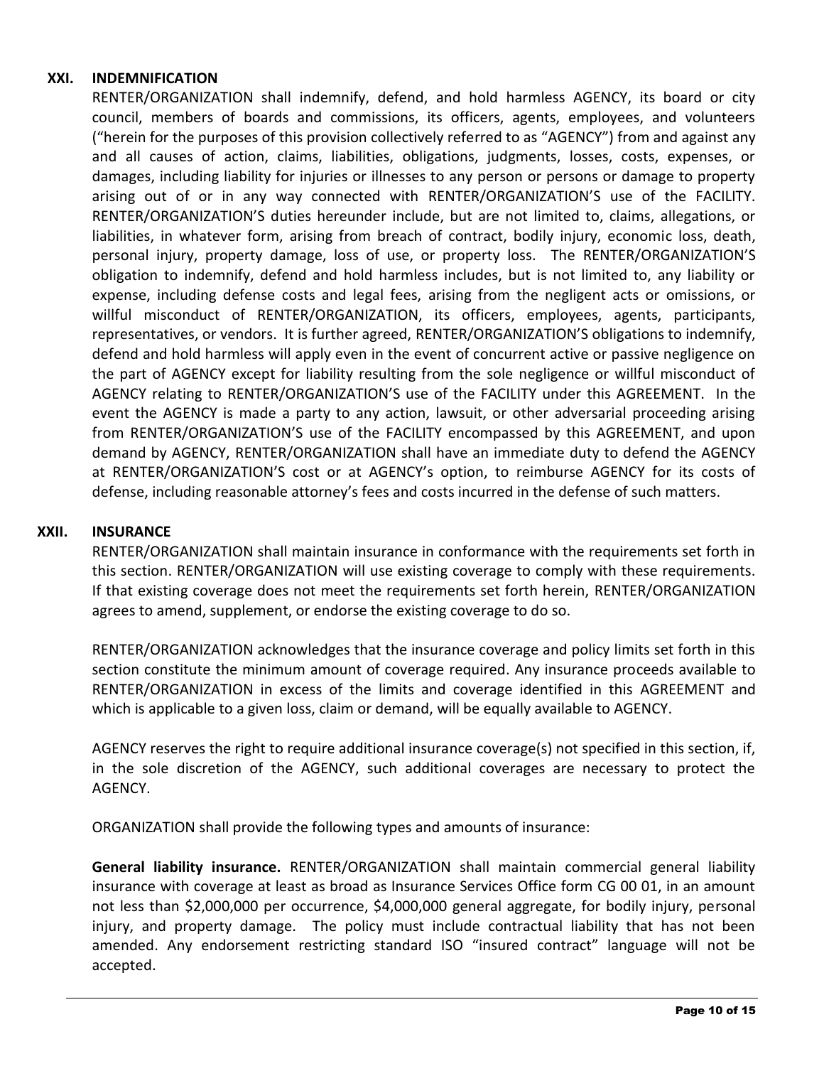## XXI. INDEMNIFICATION

RENTER/ORGANIZATION shall indemnify, defend, and hold harmless AGENCY, its board or city council, members of boards and commissions, its officers, agents, employees, and volunteers ("herein for the purposes of this provision collectively referred to as "AGENCY") from and against any and all causes of action, claims, liabilities, obligations, judgments, losses, costs, expenses, or damages, including liability for injuries or illnesses to any person or persons or damage to property arising out of or in any way connected with RENTER/ORGANIZATION'S use of the FACILITY. RENTER/ORGANIZATION'S duties hereunder include, but are not limited to, claims, allegations, or liabilities, in whatever form, arising from breach of contract, bodily injury, economic loss, death, personal injury, property damage, loss of use, or property loss. The RENTER/ORGANIZATION'S obligation to indemnify, defend and hold harmless includes, but is not limited to, any liability or expense, including defense costs and legal fees, arising from the negligent acts or omissions, or willful misconduct of RENTER/ORGANIZATION, its officers, employees, agents, participants, representatives, or vendors. It is further agreed, RENTER/ORGANIZATION'S obligations to indemnify, defend and hold harmless will apply even in the event of concurrent active or passive negligence on the part of AGENCY except for liability resulting from the sole negligence or willful misconduct of AGENCY relating to RENTER/ORGANIZATION'S use of the FACILITY under this AGREEMENT. In the event the AGENCY is made a party to any action, lawsuit, or other adversarial proceeding arising from RENTER/ORGANIZATION'S use of the FACILITY encompassed by this AGREEMENT, and upon demand by AGENCY, RENTER/ORGANIZATION shall have an immediate duty to defend the AGENCY at RENTER/ORGANIZATION'S cost or at AGENCY's option, to reimburse AGENCY for its costs of defense, including reasonable attorney's fees and costs incurred in the defense of such matters.

## XXII. INSURANCE

RENTER/ORGANIZATION shall maintain insurance in conformance with the requirements set forth in this section. RENTER/ORGANIZATION will use existing coverage to comply with these requirements. If that existing coverage does not meet the requirements set forth herein, RENTER/ORGANIZATION agrees to amend, supplement, or endorse the existing coverage to do so.

RENTER/ORGANIZATION acknowledges that the insurance coverage and policy limits set forth in this section constitute the minimum amount of coverage required. Any insurance proceeds available to RENTER/ORGANIZATION in excess of the limits and coverage identified in this AGREEMENT and which is applicable to a given loss, claim or demand, will be equally available to AGENCY.

AGENCY reserves the right to require additional insurance coverage(s) not specified in this section, if, in the sole discretion of the AGENCY, such additional coverages are necessary to protect the AGENCY.

ORGANIZATION shall provide the following types and amounts of insurance:

**General liability insurance.** RENTER/ORGANIZATION shall maintain commercial general liability insurance with coverage at least as broad as Insurance Services Office form CG 00 01, in an amount not less than $2,000,000 per occurrence, $4,000,000 general aggregate, for bodily injury, personal injury, and property damage. The policy must include contractual liability that has not been amended. Any endorsement restricting standard ISO "insured contract" language will not be accepted.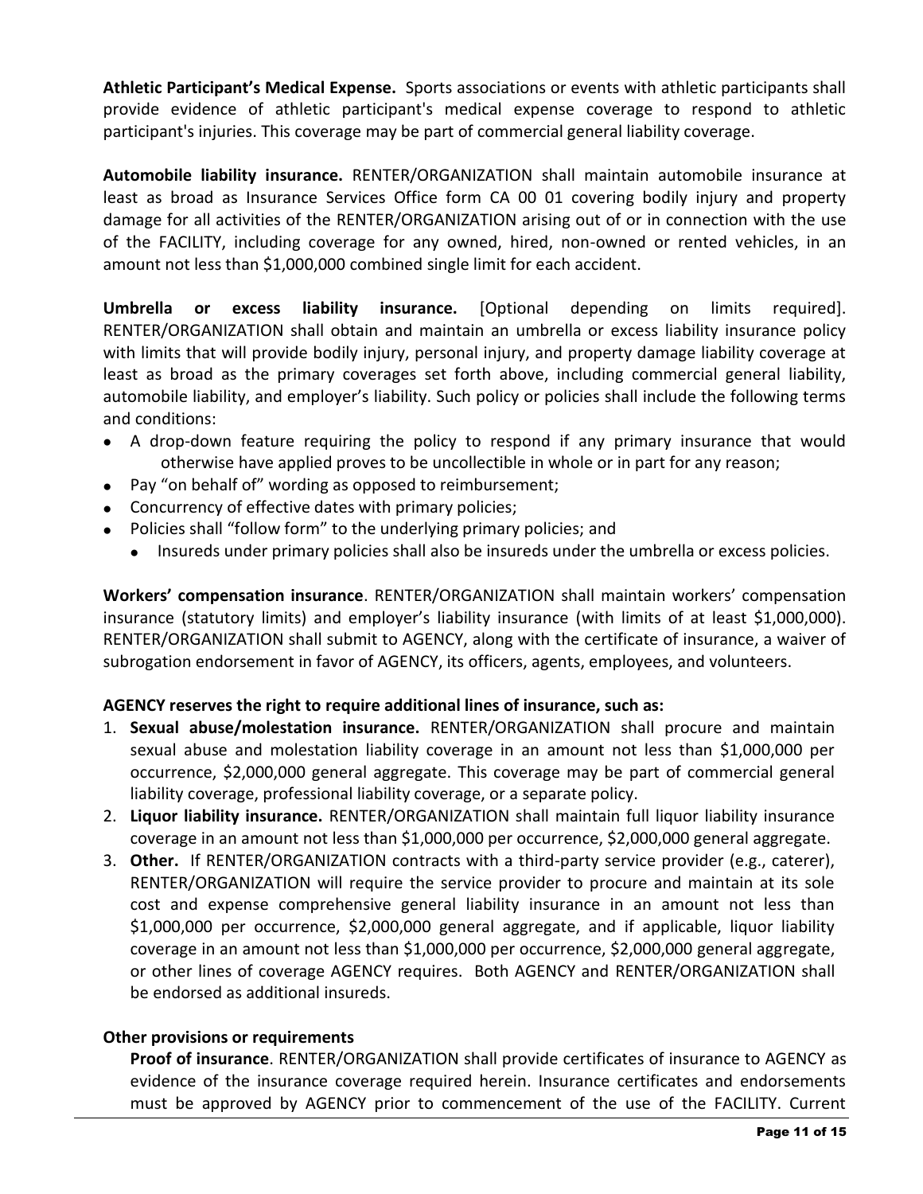**Athletic Participant's Medical Expense.** Sports associations or events with athletic participants shall provide evidence of athletic participant's medical expense coverage to respond to athletic participant's injuries. This coverage may be part of commercial general liability coverage.

**Automobile liability insurance.** RENTER/ORGANIZATION shall maintain automobile insurance at least as broad as Insurance Services Office form CA 00 01 covering bodily injury and property damage for all activities of the RENTER/ORGANIZATION arising out of or in connection with the use of the FACILITY, including coverage for any owned, hired, non-owned or rented vehicles, in an amount not less than $1,000,000 combined single limit for each accident.

**Umbrella or excess liability insurance.** [Optional depending on limits required]. RENTER/ORGANIZATION shall obtain and maintain an umbrella or excess liability insurance policy with limits that will provide bodily injury, personal injury, and property damage liability coverage at least as broad as the primary coverages set forth above, including commercial general liability, automobile liability, and employer's liability. Such policy or policies shall include the following terms and conditions:

- A drop-down feature requiring the policy to respond if any primary insurance that would otherwise have applied proves to be uncollectible in whole or in part for any reason;
- Pay "on behalf of" wording as opposed to reimbursement;
- Concurrency of effective dates with primary policies;
- Policies shall "follow form" to the underlying primary policies; and
  - Insureds under primary policies shall also be insureds under the umbrella or excess policies.

**Workers' compensation insurance**. RENTER/ORGANIZATION shall maintain workers' compensation insurance (statutory limits) and employer's liability insurance (with limits of at least $1,000,000). RENTER/ORGANIZATION shall submit to AGENCY, along with the certificate of insurance, a waiver of subrogation endorsement in favor of AGENCY, its officers, agents, employees, and volunteers.

**AGENCY reserves the right to require additional lines of insurance, such as:**

1. **Sexual abuse/molestation insurance.** RENTER/ORGANIZATION shall procure and maintain sexual abuse and molestation liability coverage in an amount not less than $1,000,000 per occurrence, $2,000,000 general aggregate. This coverage may be part of commercial general liability coverage, professional liability coverage, or a separate policy.
2. **Liquor liability insurance.** RENTER/ORGANIZATION shall maintain full liquor liability insurance coverage in an amount not less than $1,000,000 per occurrence, $2,000,000 general aggregate.
3. **Other.** If RENTER/ORGANIZATION contracts with a third-party service provider (e.g., caterer), RENTER/ORGANIZATION will require the service provider to procure and maintain at its sole cost and expense comprehensive general liability insurance in an amount not less than $1,000,000 per occurrence, $2,000,000 general aggregate, and if applicable, liquor liability coverage in an amount not less than $1,000,000 per occurrence, $2,000,000 general aggregate, or other lines of coverage AGENCY requires. Both AGENCY and RENTER/ORGANIZATION shall be endorsed as additional insureds.

**Other provisions or requirements**

**Proof of insurance**. RENTER/ORGANIZATION shall provide certificates of insurance to AGENCY as evidence of the insurance coverage required herein. Insurance certificates and endorsements must be approved by AGENCY prior to commencement of the use of the FACILITY. Current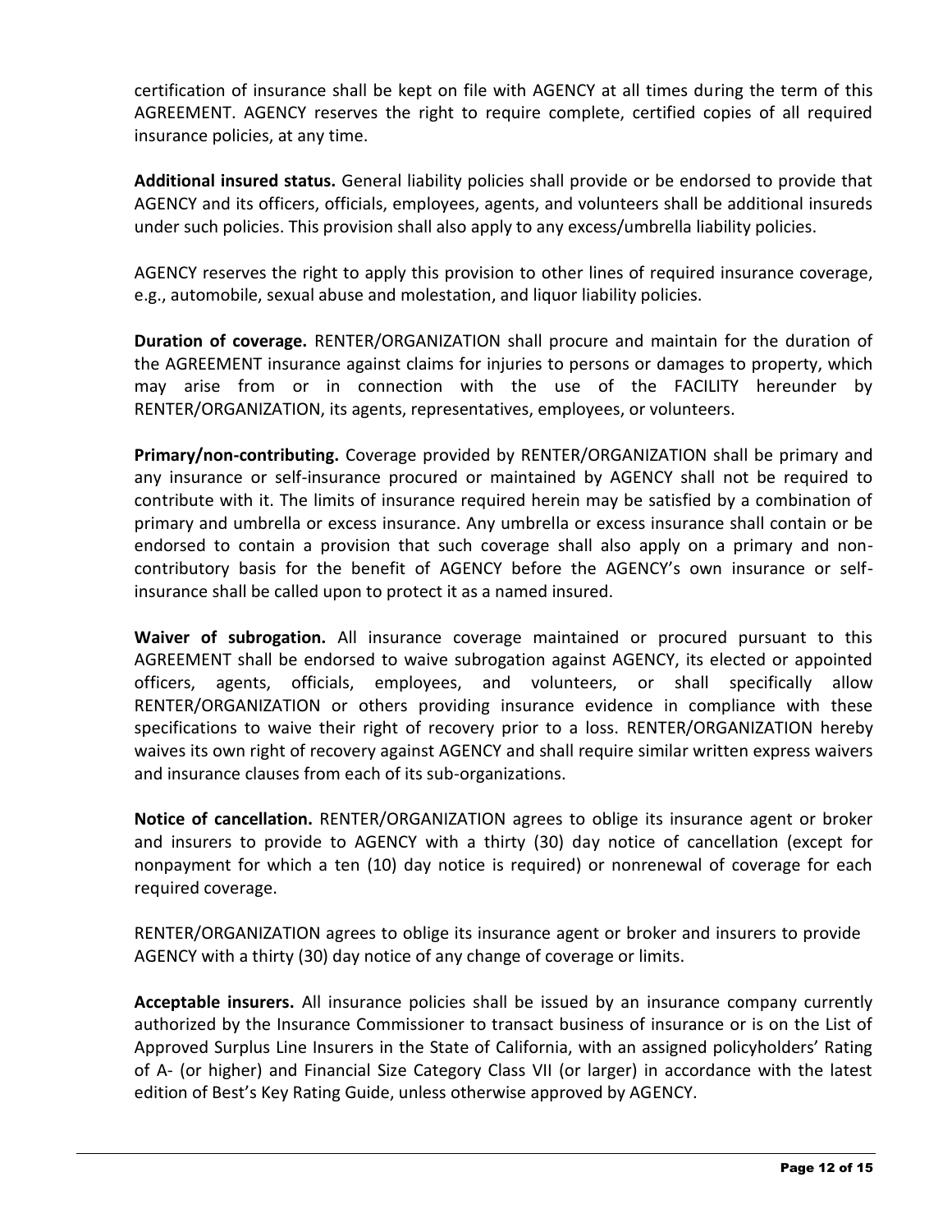certification of insurance shall be kept on file with AGENCY at all times during the term of this AGREEMENT. AGENCY reserves the right to require complete, certified copies of all required insurance policies, at any time.

**Additional insured status.** General liability policies shall provide or be endorsed to provide that AGENCY and its officers, officials, employees, agents, and volunteers shall be additional insureds under such policies. This provision shall also apply to any excess/umbrella liability policies.

AGENCY reserves the right to apply this provision to other lines of required insurance coverage, e.g., automobile, sexual abuse and molestation, and liquor liability policies.

**Duration of coverage.** RENTER/ORGANIZATION shall procure and maintain for the duration of the AGREEMENT insurance against claims for injuries to persons or damages to property, which may arise from or in connection with the use of the FACILITY hereunder by RENTER/ORGANIZATION, its agents, representatives, employees, or volunteers.

**Primary/non-contributing.** Coverage provided by RENTER/ORGANIZATION shall be primary and any insurance or self-insurance procured or maintained by AGENCY shall not be required to contribute with it. The limits of insurance required herein may be satisfied by a combination of primary and umbrella or excess insurance. Any umbrella or excess insurance shall contain or be endorsed to contain a provision that such coverage shall also apply on a primary and non-contributory basis for the benefit of AGENCY before the AGENCY's own insurance or self-insurance shall be called upon to protect it as a named insured.

**Waiver of subrogation.** All insurance coverage maintained or procured pursuant to this AGREEMENT shall be endorsed to waive subrogation against AGENCY, its elected or appointed officers, agents, officials, employees, and volunteers, or shall specifically allow RENTER/ORGANIZATION or others providing insurance evidence in compliance with these specifications to waive their right of recovery prior to a loss. RENTER/ORGANIZATION hereby waives its own right of recovery against AGENCY and shall require similar written express waivers and insurance clauses from each of its sub-organizations.

**Notice of cancellation.** RENTER/ORGANIZATION agrees to oblige its insurance agent or broker and insurers to provide to AGENCY with a thirty (30) day notice of cancellation (except for nonpayment for which a ten (10) day notice is required) or nonrenewal of coverage for each required coverage.

RENTER/ORGANIZATION agrees to oblige its insurance agent or broker and insurers to provide AGENCY with a thirty (30) day notice of any change of coverage or limits.

**Acceptable insurers.** All insurance policies shall be issued by an insurance company currently authorized by the Insurance Commissioner to transact business of insurance or is on the List of Approved Surplus Line Insurers in the State of California, with an assigned policyholders' Rating of A- (or higher) and Financial Size Category Class VII (or larger) in accordance with the latest edition of Best's Key Rating Guide, unless otherwise approved by AGENCY.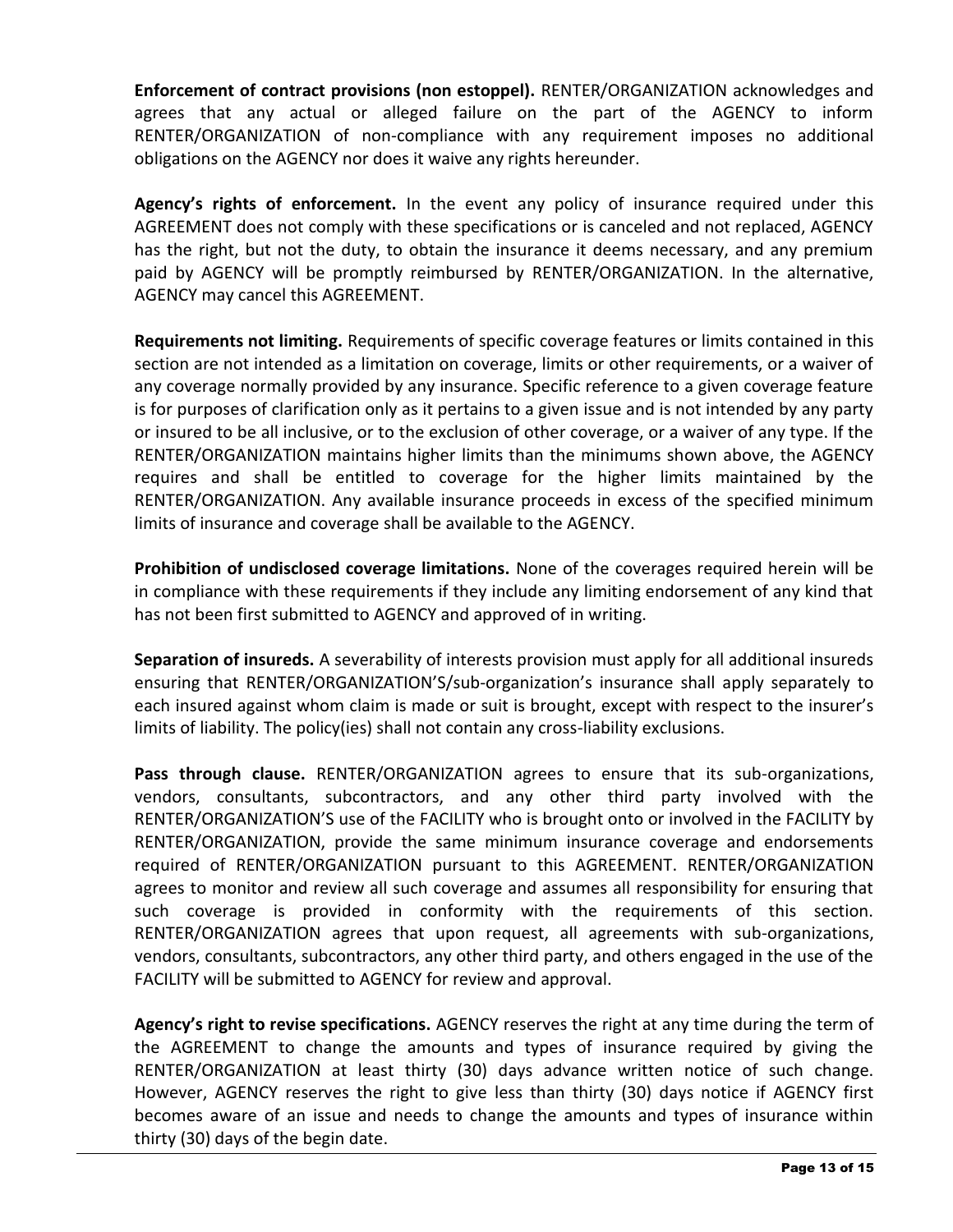**Enforcement of contract provisions (non estoppel).** RENTER/ORGANIZATION acknowledges and agrees that any actual or alleged failure on the part of the AGENCY to inform RENTER/ORGANIZATION of non-compliance with any requirement imposes no additional obligations on the AGENCY nor does it waive any rights hereunder.

**Agency's rights of enforcement.** In the event any policy of insurance required under this AGREEMENT does not comply with these specifications or is canceled and not replaced, AGENCY has the right, but not the duty, to obtain the insurance it deems necessary, and any premium paid by AGENCY will be promptly reimbursed by RENTER/ORGANIZATION. In the alternative, AGENCY may cancel this AGREEMENT.

**Requirements not limiting.** Requirements of specific coverage features or limits contained in this section are not intended as a limitation on coverage, limits or other requirements, or a waiver of any coverage normally provided by any insurance. Specific reference to a given coverage feature is for purposes of clarification only as it pertains to a given issue and is not intended by any party or insured to be all inclusive, or to the exclusion of other coverage, or a waiver of any type. If the RENTER/ORGANIZATION maintains higher limits than the minimums shown above, the AGENCY requires and shall be entitled to coverage for the higher limits maintained by the RENTER/ORGANIZATION. Any available insurance proceeds in excess of the specified minimum limits of insurance and coverage shall be available to the AGENCY.

**Prohibition of undisclosed coverage limitations.** None of the coverages required herein will be in compliance with these requirements if they include any limiting endorsement of any kind that has not been first submitted to AGENCY and approved of in writing.

**Separation of insureds.** A severability of interests provision must apply for all additional insureds ensuring that RENTER/ORGANIZATION'S/sub-organization's insurance shall apply separately to each insured against whom claim is made or suit is brought, except with respect to the insurer's limits of liability. The policy(ies) shall not contain any cross-liability exclusions.

**Pass through clause.** RENTER/ORGANIZATION agrees to ensure that its sub-organizations, vendors, consultants, subcontractors, and any other third party involved with the RENTER/ORGANIZATION'S use of the FACILITY who is brought onto or involved in the FACILITY by RENTER/ORGANIZATION, provide the same minimum insurance coverage and endorsements required of RENTER/ORGANIZATION pursuant to this AGREEMENT. RENTER/ORGANIZATION agrees to monitor and review all such coverage and assumes all responsibility for ensuring that such coverage is provided in conformity with the requirements of this section. RENTER/ORGANIZATION agrees that upon request, all agreements with sub-organizations, vendors, consultants, subcontractors, any other third party, and others engaged in the use of the FACILITY will be submitted to AGENCY for review and approval.

**Agency's right to revise specifications.** AGENCY reserves the right at any time during the term of the AGREEMENT to change the amounts and types of insurance required by giving the RENTER/ORGANIZATION at least thirty (30) days advance written notice of such change. However, AGENCY reserves the right to give less than thirty (30) days notice if AGENCY first becomes aware of an issue and needs to change the amounts and types of insurance within thirty (30) days of the begin date.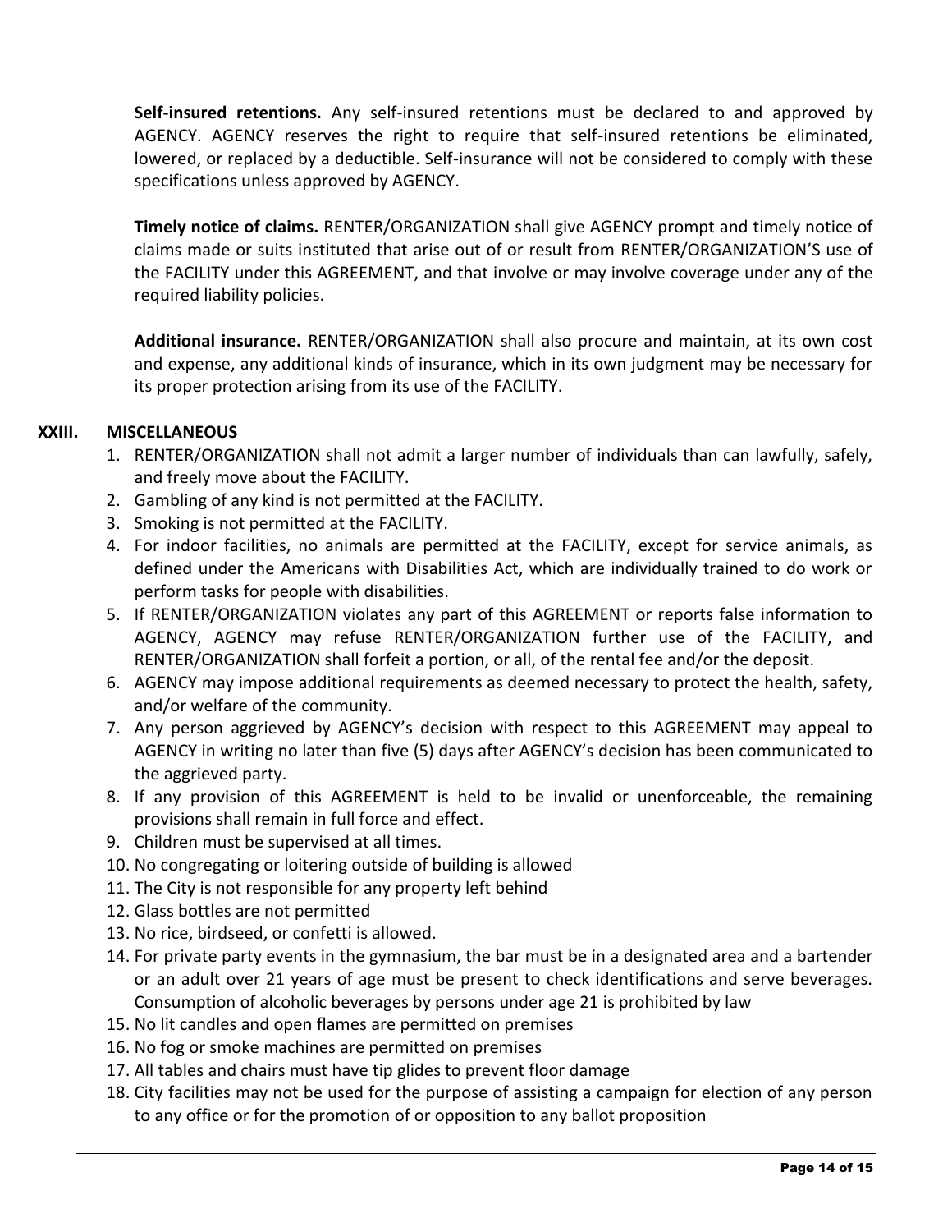**Self-insured retentions.** Any self-insured retentions must be declared to and approved by AGENCY. AGENCY reserves the right to require that self-insured retentions be eliminated, lowered, or replaced by a deductible. Self-insurance will not be considered to comply with these specifications unless approved by AGENCY.

**Timely notice of claims.** RENTER/ORGANIZATION shall give AGENCY prompt and timely notice of claims made or suits instituted that arise out of or result from RENTER/ORGANIZATION'S use of the FACILITY under this AGREEMENT, and that involve or may involve coverage under any of the required liability policies.

**Additional insurance.** RENTER/ORGANIZATION shall also procure and maintain, at its own cost and expense, any additional kinds of insurance, which in its own judgment may be necessary for its proper protection arising from its use of the FACILITY.

## XXIII. MISCELLANEOUS

1. RENTER/ORGANIZATION shall not admit a larger number of individuals than can lawfully, safely, and freely move about the FACILITY.
2. Gambling of any kind is not permitted at the FACILITY.
3. Smoking is not permitted at the FACILITY.
4. For indoor facilities, no animals are permitted at the FACILITY, except for service animals, as defined under the Americans with Disabilities Act, which are individually trained to do work or perform tasks for people with disabilities.
5. If RENTER/ORGANIZATION violates any part of this AGREEMENT or reports false information to AGENCY, AGENCY may refuse RENTER/ORGANIZATION further use of the FACILITY, and RENTER/ORGANIZATION shall forfeit a portion, or all, of the rental fee and/or the deposit.
6. AGENCY may impose additional requirements as deemed necessary to protect the health, safety, and/or welfare of the community.
7. Any person aggrieved by AGENCY's decision with respect to this AGREEMENT may appeal to AGENCY in writing no later than five (5) days after AGENCY's decision has been communicated to the aggrieved party.
8. If any provision of this AGREEMENT is held to be invalid or unenforceable, the remaining provisions shall remain in full force and effect.
9. Children must be supervised at all times.
10. No congregating or loitering outside of building is allowed
11. The City is not responsible for any property left behind
12. Glass bottles are not permitted
13. No rice, birdseed, or confetti is allowed.
14. For private party events in the gymnasium, the bar must be in a designated area and a bartender or an adult over 21 years of age must be present to check identifications and serve beverages. Consumption of alcoholic beverages by persons under age 21 is prohibited by law
15. No lit candles and open flames are permitted on premises
16. No fog or smoke machines are permitted on premises
17. All tables and chairs must have tip glides to prevent floor damage
18. City facilities may not be used for the purpose of assisting a campaign for election of any person to any office or for the promotion of or opposition to any ballot proposition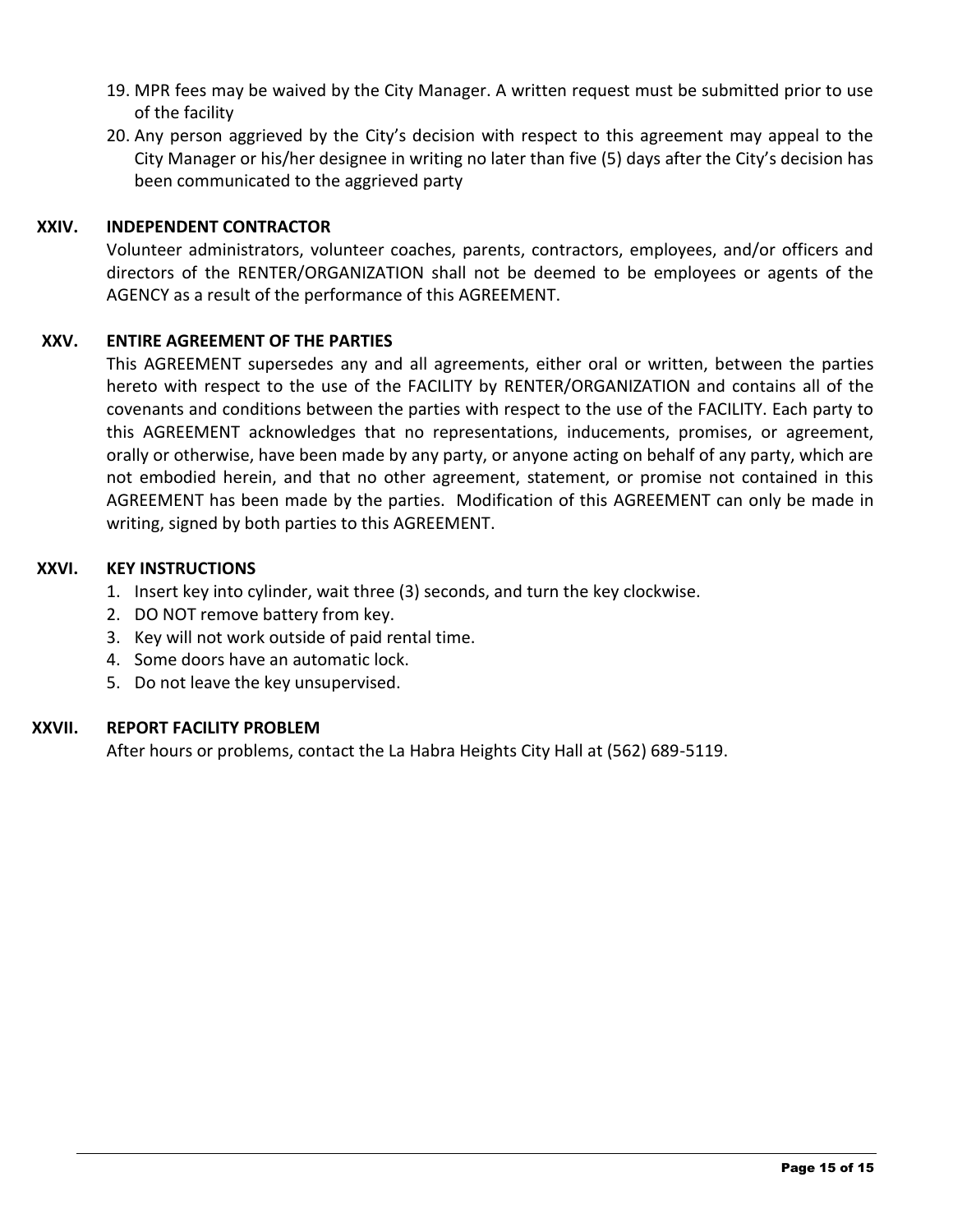19. MPR fees may be waived by the City Manager. A written request must be submitted prior to use of the facility
20. Any person aggrieved by the City's decision with respect to this agreement may appeal to the City Manager or his/her designee in writing no later than five (5) days after the City's decision has been communicated to the aggrieved party

## XXIV. INDEPENDENT CONTRACTOR

Volunteer administrators, volunteer coaches, parents, contractors, employees, and/or officers and directors of the RENTER/ORGANIZATION shall not be deemed to be employees or agents of the AGENCY as a result of the performance of this AGREEMENT.

## XXV. ENTIRE AGREEMENT OF THE PARTIES

This AGREEMENT supersedes any and all agreements, either oral or written, between the parties hereto with respect to the use of the FACILITY by RENTER/ORGANIZATION and contains all of the covenants and conditions between the parties with respect to the use of the FACILITY. Each party to this AGREEMENT acknowledges that no representations, inducements, promises, or agreement, orally or otherwise, have been made by any party, or anyone acting on behalf of any party, which are not embodied herein, and that no other agreement, statement, or promise not contained in this AGREEMENT has been made by the parties. Modification of this AGREEMENT can only be made in writing, signed by both parties to this AGREEMENT.

## XXVI. KEY INSTRUCTIONS

1. Insert key into cylinder, wait three (3) seconds, and turn the key clockwise.
2. DO NOT remove battery from key.
3. Key will not work outside of paid rental time.
4. Some doors have an automatic lock.
5. Do not leave the key unsupervised.

## XXVII. REPORT FACILITY PROBLEM

After hours or problems, contact the La Habra Heights City Hall at (562) 689-5119.